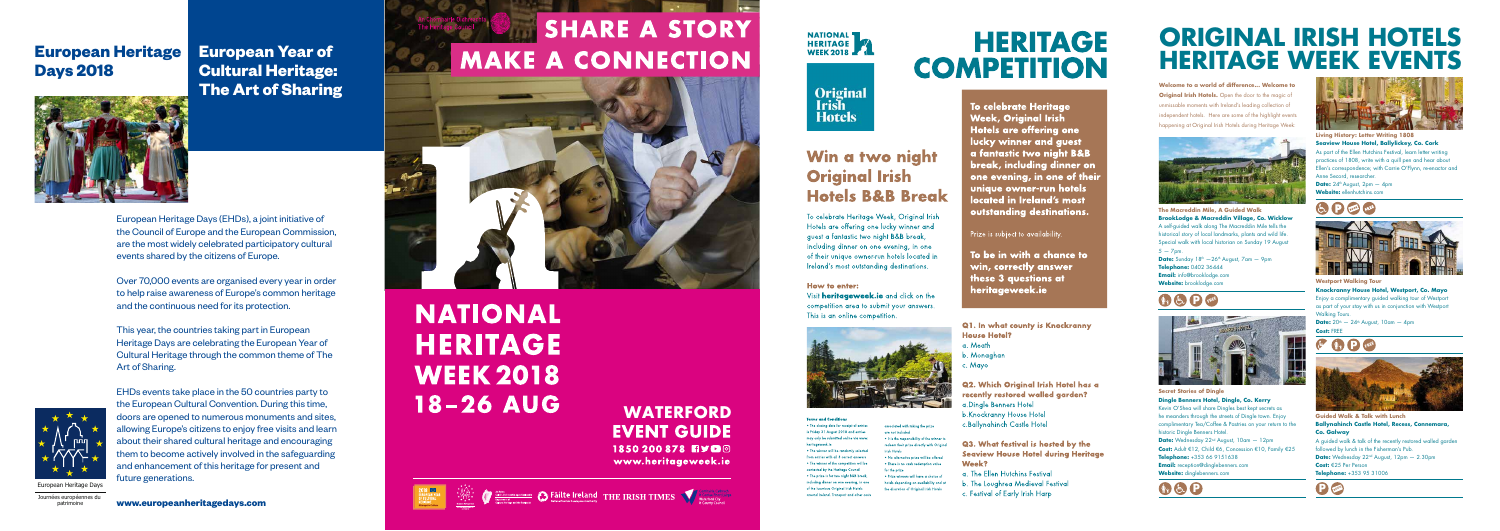# European Heritage Days 2018

## European Year of Cultural Heritage: The Art of Sharing

European Heritage Days (EHDs), a joint initiative of the Council of Europe and the European Commission, are the most widely celebrated participatory cultural events shared by the citizens of Europe.

Over 70,000 events are organised every year in order to help raise awareness of Europe's common heritage and the continuous need for its protection.

This year, the countries taking part in European Heritage Days are celebrating the European Year of Cultural Heritage through the common theme of The Art of Sharing.

EHDs events take place in the 50 countries party to the European Cultural Convention. During this time, doors are opened to numerous monuments and sites, allowing Europe's citizens to enjoy free visits and learn about their shared cultural heritage and encouraging them to become actively involved in the safeguarding and enhancement of this heritage for present and future generations.

European Heritage Days

Journées européennes du patrimoine

**www.europeanheritagedays.com**

# SHARE A STORY MAKE A CONNECTION

# NATIONAL HERITAGE WEEK 2018 18–26 AUG

## WATERFORD EVENT GUIDE

1850 200 878

www.heritageweek.ie

Fáilte Ireland THE IRISH TIMES

NATIONAL HERITAGE WEEK 2018

Original Irish Hotels

## Win a two night Original Irish Hotels B&B Break

To celebrate Heritage Week, Original Irish Hotels are offering one lucky winner and guest a fantastic two night B&B break, including dinner on one evening, in one of their unique owner-run hotels located in Ireland's most outstanding destinations.

**How to enter:**

Visit **heritageweek.ie** and click on the competition area to submit your answers. This is an online competition.

**Terms and Conditions**

- The closing date for receipt of entries is Friday 31 August 2018 and entries may only be submitted online via www.heritageweek.ie
- The winner will be randomly selected from entries with all 3 correct answers
- The winner of the competition will be contacted by the Heritage Council
- The prize is for two night B&B break including dinner on one evening, in one of the luxurious Original Irish Hotels covered Ireland. Transport and other costs associated with taking the prize are not included.
- It is the responsibility of the winner to redeem their prize directly with Original Irish Hotels
- No alternative prizes will be offered
- There is no cash redemption value for the prize
- Prize winners will have a choice of hotels depending on availability and at the discretion of Original Irish Hotels

# HERITAGE COMPETITION

**To celebrate Heritage Week, Original Irish Hotels are offering one lucky winner and guest a fantastic two night B&B break, including dinner on one evening, in one of their unique owner-run hotels located in Ireland's most outstanding destinations.**

Prize is subject to availability.

**To be in with a chance to win, correctly answer these 3 questions at heritageweek.ie**

**Q1. In what county is Knockranny House Hotel?**

a. Meath
b. Monaghan
c. Mayo

**Q2. Which Original Irish Hotel has a recently restored walled garden?**

a. Dingle Benners Hotel
b. Knockranny House Hotel
c. Ballynahinch Castle Hotel

**Q3. What festival is hosted by the Seaview House Hotel during Heritage Week?**

a. The Ellen Hutchins Festival
b. The Loughrea Medieval Festival
c. Festival of Early Irish Harp

# ORIGINAL IRISH HOTELS HERITAGE WEEK EVENTS

**Welcome to a world of difference... Welcome to Original Irish Hotels.** Open the door to the magic of unmissable moments with Ireland's leading collection of independent hotels. Here are some of the highlight events happening at Original Irish Hotels during Heritage Week

**The Macreddin Mile, A Guided Walk**
**BrookLodge & Macreddin Village, Co. Wicklow**
A self-guided walk along The Macreddin Mile tells the historical story of local landmarks, plants and wild life. Special walk with local historian on Sunday 19 August 5 – 7pm.
**Date:** Sunday 18th – 26th August, 7am – 9pm
**Telephone:** 0402 36444
**Email:** info@brooklodge.com
**Website:** brooklodge.com

**Secret Stories of Dingle**
**Dingle Benners Hotel, Dingle, Co. Kerry**
Kevin O'Shea will share Dingles best kept secrets as he meanders through the streets of Dingle town. Enjoy complimentary Tea/Coffee & Pastries on your return to the historic Dingle Benners Hotel
**Date:** Wednesday 22nd August, 10am – 12pm
**Cost:** Adult €12, Child €6, Concession €10, Family €25
**Telephone:** +353 66 9151638
**Email:** reception@dinglebenners.com
**Website:** dinglebenners.com

**Living History: Letter Writing 1808**
**Seaview House Hotel, Ballylickey, Co. Cork**
As part of the Ellen Hutchins Festival, learn writing practices of 1808, write with a quill pen and hear about Ellen's correspondence, with Carrie O'Flynn, re-enactor and Anne Secord, researcher.
**Date:** 24th August, 2pm – 4pm
**Website:** ellenhutchins.com

**Westport Walking Tour**
**Knockranny House Hotel, Westport, Co. Mayo**
Enjoy a complimentary guided walking tour of Westport as part of your stay with us in conjunction with Westport Walking Tours.
**Date:** 20th – 24th August, 10am – 4pm
**Cost:** FREE

**Guided Walk & Talk with Lunch**
**Ballynahinch Castle Hotel, Recess, Connemara, Co. Galway**
A guided walk & talk of the recently restored walled garden followed by lunch in the Fisherman's Pub.
**Date:** Wednesday 22nd August, 12pm – 2.30pm
**Cost:** €25 Per Person
**Telephone:** +353 95 31006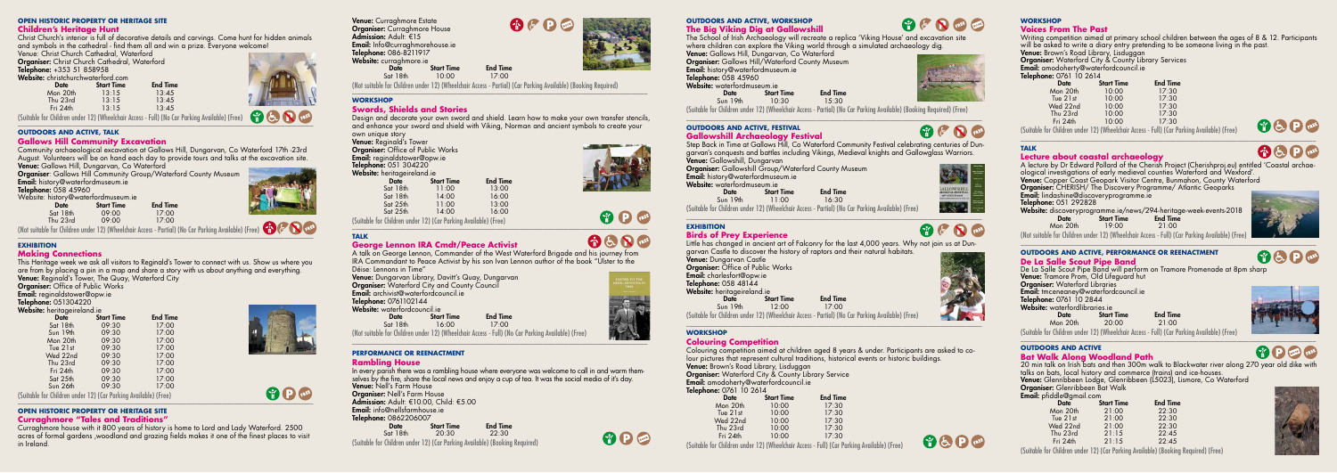#### OPEN HISTORIC PROPERTY OR HERITAGE SITE

### Children's Heritage Hunt

Christ Church's interior is full of decorative details and carvings. Come hunt for hidden animals and symbols in the cathedral - find them all and win a prize. Everyone welcome!

Venue: Christ Church Cathedral, Waterford
**Organiser:** Christ Church Cathedral, Waterford
**Telephone:** +353 51 858958
**Website:** christchurchwaterford.com

| Date | Start Time | End Time |
|---|---|---|
| Mon 20th | 13:15 | 13:45 |
| Thu 23rd | 13:15 | 13:45 |
| Fri 24th | 13:15 | 13:45 |

(Suitable for Children under 12) (Wheelchair Access - Full) (No Car Parking Available) (Free)

#### OUTDOORS AND ACTIVE, TALK

### Gallows Hill Community Excavation

Community archaeological excavation at Gallows Hill, Dungarvan, Co Waterford 17th -23rd August. Volunteers will be on hand each day to provide tours and talks at the excavation site.

**Venue:** Gallows Hill, Dungarvan, Co Waterford
**Organiser:** Gallows Hill Community Group/Waterford County Museum
**Email:** history@waterfordmuseum.ie
**Telephone:** 058 45960
Website: history@waterfordmuseum.ie

| Date | Start Time | End Time |
|---|---|---|
| Sat 18th | 09:00 | 17:00 |
| Thu 23rd | 09:00 | 17:00 |

(Not suitable for Children under 12) (Wheelchair Access - Partial) (No Car Parking Available) (Free)

#### EXHIBITION

### Making Connections

This Heritage week we ask all visitors to Reginald's Tower to connect with us. Show us where you are from by placing a pin in a map and share a story with us about anything and everything.

**Venue:** Reginald's Tower, The Quay, Waterford City
**Organiser:** Office of Public Works
**Email:** reginaldstower@opw.ie
**Telephone:** 051304220
**Website:** heritageireland.ie

| Date | Start Time | End Time |
|---|---|---|
| Sat 18th | 09:30 | 17:00 |
| Sun 19th | 09:30 | 17:00 |
| Mon 20th | 09:30 | 17:00 |
| Tue 21st | 09:30 | 17:00 |
| Wed 22nd | 09:30 | 17:00 |
| Thu 23rd | 09:30 | 17:00 |
| Fri 24th | 09:30 | 17:00 |
| Sat 25th | 09:30 | 17:00 |
| Sun 26th | 09:30 | 17:00 |

(Suitable for Children under 12) (Car Parking Available) (Free)

#### OPEN HISTORIC PROPERTY OR HERITAGE SITE

### Curraghmore "Tales and Traditions"

Curraghmore house with it 800 years of history is home to Lord and Lady Waterford. 2500 acres of formal gardens ,woodland and grazing fields makes it one of the finest places to visit in Ireland.

**Venue:** Curraghmore Estate
**Organiser:** Curraghmore House
**Admission:** Adult: €15
**Email:** Info@curraghmorehouse.ie
**Telephone:** 086-8211917
**Website:** curraghmore.ie

| Date | Start Time | End Time |
|---|---|---|
| Sat 18th | 10:00 | 17:00 |

(Not suitable for Children under 12) (Wheelchair Access - Partial) (Car Parking Available) (Booking Required)

#### WORKSHOP

### Swords, Shields and Stories

Design and decorate your own sword and shield. Learn how to make your own transfer stencils, and enhance your sword and shield with Viking, Norman and ancient symbols to create your own unique story

**Venue:** Reginald's Tower
**Organiser:** Office of Public Works
**Email:** reginaldstower@opw.ie
**Telephone:** 051 304220
**Website:** heritageireland.ie

| Date | Start Time | End Time |
|---|---|---|
| Sat 18th | 11:00 | 13:00 |
| Sat 18th | 14:00 | 16:00 |
| Sat 25th | 11:00 | 13:00 |
| Sat 25th | 14:00 | 16:00 |

(Suitable for Children under 12) (Car Parking Available) (Free)

#### TALK

### George Lennon IRA Cmdt/Peace Activist

A talk on George Lennon, Commander of the West Waterford Brigade and his journey from IRA Commander to Peace Activist by his son Ivan Lennon author of the book "Ulster to the Déise: Lennons in Time"

**Venue:** Dungarvan Library, Davitt's Quay, Dungarvan
**Organiser:** Waterford City and County Council
**Email:** archivist@waterfordcouncil.ie
**Telephone:** 0761102144
**Website:** waterfordcouncil.ie

| Date | Start Time | End Time |
|---|---|---|
| Sat 18th | 16:00 | 17:00 |

(Not suitable for Children under 12) (Wheelchair Access - Full) (No Car Parking Available) (Free)

#### PERFORMANCE OR REENACTMENT

### Rambling House

In every parish there was a rambling house where everyone was welcome to call in and warm themselves by the fire, share the local news and enjoy a cup of tea. It was the social media of it's day.

**Venue:** Nell's Farm House
**Organiser:** Nell's Farm House
**Admission:** Adult: €10.00, Child: €5.00
**Email:** info@nellsfarmhouse.ie
**Telephone:** 0862206007

| Date | Start Time | End Time |
|---|---|---|
| Sat 18th | 20:30 | 22:30 |

(Suitable for Children under 12) (Car Parking Available) (Booking Required)

#### OUTDOORS AND ACTIVE, WORKSHOP

### The Big Viking Dig at Gallowshill

The School of Irish Archaeology will recreate a replica 'Viking House' and excavation site where children can explore the Viking world through a simulated archaeology dig.

**Venue:** Gallows Hill, Dungarvan, Co Waterford
**Organiser:** Gallows Hill/Waterford County Museum
**Email:** history@waterfordmuseum.ie
**Telephone:** 058 45960
**Website:** waterfordmuseum.ie

| Date | Start Time | End Time |
|---|---|---|
| Sun 19th | 10:30 | 15:30 |

(Suitable for Children under 12) (Wheelchair Access - Partial) (No Car Parking Available) (Booking Required) (Free)

#### OUTDOORS AND ACTIVE, FESTIVAL

### Gallowshill Archaeology Festival

Step Back in Time at Gallows Hill, Co Waterford Community Festival celebrating centuries of Dungarvan's conquests and battles including Vikings, Medieval knights and Gallowglass Warriors.

**Venue:** Gallowshill, Dungarvan
**Organiser:** Gallowshill Group/Waterford County Museum
**Email:** history@waterfordmuseum.ie
**Website:** waterfordmuseum.ie

| Date | Start Time | End Time |
|---|---|---|
| Sun 19th | 11:00 | 16:30 |

(Suitable for Children under 12) (Wheelchair Access - Partial) (No Car Parking Available) (Free)

#### EXHIBITION

### Birds of Prey Experience

Little has changed in ancient art of Falconry for the last 4,000 years. Why not join us at Dungarvan Castle to discover the history of raptors and their natural habitats.

**Venue:** Dungarvan Castle
**Organiser:** Office of Public Works
**Email:** charlesfort@opw.ie
**Telephone:** 058 48144
**Website:** heritageireland.ie

| Date | Start Time | End Time |
|---|---|---|
| Sun 19th | 12:00 | 17:00 |

(Suitable for Children under 12) (Wheelchair Access - Partial) (No Car Parking Available) (Free)

#### WORKSHOP

### Colouring Competition

Colouring competition aimed at children aged 8 years & under. Participants are asked to colour pictures that represent cultural traditions, historical events or historic buildings.

**Venue:** Brown's Road Library, Lisduggan
**Organiser:** Waterford City & County Library Service
**Email:** amodoherty@waterfordcouncil.ie
**Telephone:** 0761 10 2614

| Date | Start Time | End Time |
|---|---|---|
| Mon 20th | 10:00 | 17:30 |
| Tue 21st | 10:00 | 17:30 |
| Wed 22nd | 10:00 | 17:30 |
| Thu 23rd | 10:00 | 17:30 |
| Fri 24th | 10:00 | 17:30 |

(Suitable for Children under 12) (Wheelchair Access - Full) (Car Parking Available) (Free)

#### WORKSHOP

### Voices From The Past

Writing competition aimed at primary school children between the ages of 8 & 12. Participants will be asked to write a diary entry pretending to be someone living in the past.

**Venue:** Brown's Road Library, Lisduggan
**Organiser:** Waterford City & County Library Services
**Email:** amodoherty@waterfordcouncil.ie
**Telephone:** 0761 10 2614

| Date | Start Time | End Time |
|---|---|---|
| Mon 20th | 10:00 | 17:30 |
| Tue 21st | 10:00 | 17:30 |
| Wed 22nd | 10:00 | 17:30 |
| Thu 23rd | 10:00 | 17:30 |
| Fri 24th | 10:00 | 17:30 |

(Suitable for Children under 12) (Wheelchair Access - Full) (Car Parking Available) (Free)

#### TALK

### Lecture about coastal archaeology

A lecture by Dr Edward Pollard of the Cherish Project (Cherishproj.eu) entitled 'Coastal archaeological investigations of early medieval coastal counties Waterford and Wexford'.

**Venue:** Copper Coast Geopark Visitor Centre, Bunmahon, County Waterford
**Organiser:** CHERISH/ The Discovery Programme/ Atlantic Geoparks
**Email:** lindashine@discoveryprogramme.ie
**Telephone:** 051 292828
**Website:** discoveryprogramme.ie/news/294-heritage-week-events-2018

| Date | Start Time | End Time |
|---|---|---|
| Mon 20th | 19:00 | 21:00 |

(Not suitable for Children under 12) (Wheelchair Access - Full) (Car Parking Available) (Free)

#### OUTDOORS AND ACTIVE, PERFORMANCE OR REENACTMENT

### De La Salle Scout Pipe Band

De La Salle Scout Pipe Band will perform on Tramore Promenade at 8pm sharp

**Venue:** Tramore Prom, Old Lifeguard hut
**Organiser:** Waterford Libraries
**Email:** tmceneaney@waterfordcouncil.ie
**Telephone:** 0761 10 2844
**Website:** waterfordlibraries.ie

| Date | Start Time | End Time |
|---|---|---|
| Mon 20th | 20:00 | 21:00 |

(Suitable for Children under 12) (Wheelchair Access - Full) (Car Parking Available) (Free)

#### OUTDOORS AND ACTIVE

### Bat Walk Along Woodland Path

20 min talk on Irish bats and then 300m walk to Blackwater river along 270 year old dike with talks on bats, local history and commerce (trains) and ice-houses.

**Venue:** Glennibbeen Lodge, Glenribbeen (L5023), Lismore, Co Waterford
**Organiser:** Glenribbeen Bat Walk
**Email:** pfiddle@gmail.com

| Date | Start Time | End Time |
|---|---|---|
| Mon 20th | 21:00 | 22:30 |
| Tue 21st | 21:00 | 22:30 |
| Wed 22nd | 21:00 | 22:30 |
| Thu 23rd | 21:15 | 22:45 |
| Fri 24th | 21:15 | 22:45 |

(Suitable for Children under 12) (Car Parking Available) (Booking Required) (Free)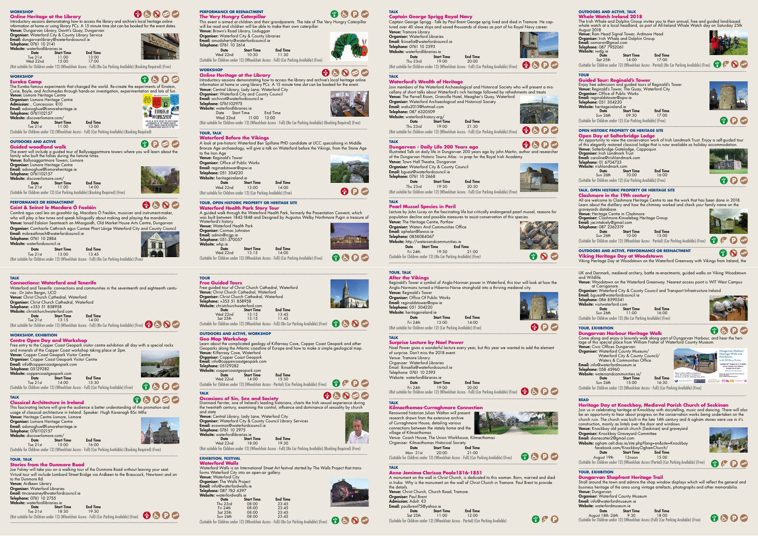**WORKSHOP**

## Online Heritage at the Library

Introductory sessions demonstrating how to access the library and archive's local heritage online information at home or using library PCs. A 15 minute time slot can be booked for the event dates.
**Venue:** Dungarvan Library, Davitt's Quay, Dungarvan
**Organiser:** Waterford City & County Library Service
**Email:** dungarvanlibrary@waterfordcouncil.ie
**Telephone:** 0761 10 2141
**Website:** waterfordlibraries.ie

| Date | Start Time | End Time |
|---|---|---|
| Tue 21st | 11:00 | 13:00 |
| Wed 22nd | 15:00 | 17:00 |

(Not suitable for Children under 12) (Wheelchair Access - Full) (No Car Parking Available) (Booking Required) (Free)

**WORKSHOP**

## Eureka Camp

The Eureka famous experiments that changed the world. Re-create the experiments of Einstein, Curie, Boyle, and Archimedes through hands-on investigation, experimentation and lots of fun.
**Venue:** Lismore Heritage Centre
**Organiser:** Lismore Heritage Centre
**Admission:** , Concession: €10
**Email:** adonoghue@lismoreheritage.ie
**Telephone:** 0761102157
**Website:** discoverlismore.com/

| Date | Start Time | End Time |
|---|---|---|
| Tue 21st | 11:00 | 13:00 |

(Suitable for Children under 12) (Wheelchair Access - Full) (Car Parking Available) (Booking Required)

**OUTDOORS AND ACTIVE**

## Guided woodland walk

The event will include a guided tour of Ballysaggartmore towers where you will learn about the family who built the follies during the famine times.
**Venue:** Ballysaggartmore Towers, Lismore
**Organiser:** Lismore Heritage Centre
**Email:** adonoghue@lismoreheritage.ie
**Telephone:** 0761102157
**Website:** discoverlismore.com/

| Date | Start Time | End Time |
|---|---|---|
| Tue 21st | 11:00 | 14:00 |

(Suitable for Children under 12) (Car Parking Available) (Booking Required) (Free)

**PERFORMANCE OR REENACTMENT**

## Caint & Seinnt le Macdara Ó Faoláin

Comhrá agus ceol leis an gceoltóir óg, Macdara Ó Faoláin, musician and instrument-maker, who will play a few tunes and speak bilingually about making and playing the mandolin.
**Venue:** Ionad Ealaíon Seanteach an Mhargaidh, Old Market House Arts Centre, Dungarvan
**Organiser:** Comhairle Cathrach agus Contae Phort Láirge Waterford City and County Council
**Email:** msbreathnach@waterfordcouncil.ie
**Telephone:** 0761 10 2884
**Website:** waterfordcouncil.ie

| Date | Start Time | End Time |
|---|---|---|
| Tue 21st | 13:00 | 13:45 |

(Not suitable for Children under 12) (Wheelchair Access - Full) (No Car Parking Available) (Free)

**PERFORMANCE OR REENACTMENT**

## The Very Hungry Caterpillar

This event is aimed at children and their grandparents. The tale of The Very Hungry Caterpillar will be read and children will be able to make their own caterpillar.
**Venue:** Brown's Road Library, Lisduggan
**Organiser:** Waterford City & County Libraries
**Email:** amodoherty@waterfordcouncil.ie
**Telephone:** 0761 10 2614

| Date | Start Time | End Time |
|---|---|---|
| Wed 22nd | 10:30 | 11:30 |

(Suitable for Children under 12) (Wheelchair Access - Full) (Car Parking Available) (Free)

**WORKSHOP**

## Online Heritage at the Library

Introductory sessions demonstrating how to access the library and archive's local heritage online information at home or using library PCs. A 15 minute time slot can be booked for the event.
**Venue:** Central Library, Lady Lane, Waterford City
**Organiser:** Waterford City and County Council
**Email:** archivist@waterfordcouncil.ie
**Telephone:** 0761102975
**Website:** waterfordlibraries.ie

| Date | Start Time | End Time |
|---|---|---|
| Wed 22nd | 11:00 | 13:00 |

(Not suitable for Children under 12) (Wheelchair Access - Full) (No Car Parking Available) (Booking Required) (Free)

**TOUR, TALK**

## Waterford Before the Vikings

A look at pre-historic Waterford Ben Spillane PHD candidate at UCC specialising in Middle Bronze Age archaeology, will give a talk on Waterford before the Vikings, from the Stone Age to the Iron Age
**Venue:** Reginald's Tower
**Organiser:** Office of Public Works
**Email:** reginaldstower@opw.ie
**Telephone:** 051 304220
**Website:** heritageireland.ie

| Date | Start Time | End Time |
|---|---|---|
| Wed 22nd | 13:00 | 14:00 |

(Not suitable for Children under 12) (Car Parking Available) (Free)

**TOUR, OPEN HISTORIC PROPERTY OR HERITAGE SITE**

## Waterford Health Park Story Tour

A guided walk through the Waterford Health Park, formerly the Presentation Convent, which was built between 1842-1848 and Designed by Augustus Welby Northmore Pugin a treasure of Waterford's history.
**Venue:** Waterford Health Park
**Organiser:** Cormac Johnston
**Email:** admin@rcgp.ie
**Telephone:** 051-370057
**Website:** whp.ie

| Date | Start Time | End Time |
|---|---|---|
| Wed 22nd | 13:15 | 14:00 |

(Suitable for Children under 12) (Wheelchair Access - Full) (Car Parking Available) (Free)

**TALK**

## Captain George Sprigg Royal Navy

Captain George Sprigg - Talk by Paul Brent George sprig lived and died in Tramore. He captured over 40 slave ships and saved thousands of slaves as part of his Royal Navy career.
**Venue:** Tramore Library
**Organiser:** Waterford Libraries
**Email:** lkinsella@waterfordcouncil.ie
**Telephone:** 0761 10 2593
**Website:** waterfordlibraries.ie

| Date | Start Time | End Time |
|---|---|---|
| Thu 23rd | 19:00 | 20:00 |

(Not suitable for Children under 12) (Wheelchair Access - Full) (Car Parking Available) (Free)

**TALK**

## Waterford's Wealth of Heritage

Join members of the Waterford Archaeological and Historical Society who will present a miscellany of short talks about Waterford's rich heritage followed by refreshments and treats
**Venue:** The Parnell Room, Granville Hotel, Meagher's Quay, Waterford
**Organiser:** Waterford Archaeological and Historical Society
**Email:** wahs2015@hotmail.com
**Telephone:** 087 6320509
**Website:** waterford-history.org/

| Date | Start Time | End Time |
|---|---|---|
| Thu 23rd | 19:00 | 21:30 |

(Not suitable for Children under 12) (Wheelchair Access - Full) (Car Parking Available) (Free)

**TALK**

## Dungarvan - Daily Life 200 Years ago

Illustrated Talk on daily life in Dungarvan 200 years ago by john Martin, author and researcher of the Dungarvan Historic Towns Atlas - in prep for the Royal Irish Academy.
**Venue:** Town Hall Theatre, Dungarvan
**Organiser:** Waterford City & County Council
**Email:** bguest@waterfordcouncil.ie
**Telephone:** 0761 10 2668

| Date | Start Time | End Time |
|---|---|---|
| Thu 23rd | 19:30 | 20:30 |

(Not suitable for Children under 12) (Wheelchair Access - Full) (Car Parking Available) (Free)

**TALK**

## Pearl Mussel Species in Peril

Lecture by John Lucey on the fascinating life but critically endangered pearl mussel, reasons for population decline and possible measures to assist conservation of this species.
**Venue:** The Heritage Centre, Portlaw
**Organiser:** Waters And Communities Office
**Email:** aphelan@lawco.ie
**Telephone:** 0858084067
**Website:** http://watersandcommunities.ie

| Date | Start Time | End Time |
|---|---|---|
| Fri 24th | 19:30 | 21:00 |

(Suitable for Children under 12) (No Car Parking Available) (Free)

**OUTDOORS AND ACTIVE, TALK**

## Whale Watch Ireland 2018

The Irish Whale and Dolphin Group invites you to their annual, free and guided land-based whale watch at a local headland, as part of All-Ireland Whale Watch day on Saturday 25th August 2018
**Venue:** Ram Head Signal Tower, Ardmore Head
**Organiser:** Irish Whale and Dolphin Group
**Email:** oxmoron@gmail.com
**Telephone:** 087 7952061
**Website:** iwdg.ie

| Date | Start Time | End Time |
|---|---|---|
| Sat 25th | 14:00 | 17:00 |

(Suitable for Children under 12) (Wheelchair Access - Partial) (No Car Parking Available) (Free)

**TOUR**

## Guided Tour: Reginald's Tower

Enjoy free admission and guided tours of Reginald's Tower
**Venue:** Reginald's Tower, The Quay, Waterford City
**Organiser:** Office of Public Works
**Email:** reginaldstower@opw.ie
**Telephone:** 051 304220
**Website:** heritageireland.ie

| Date | Start Time | End Time |
|---|---|---|
| Sun 26th | 09:30 | 17:00 |

(Suitable for Children under 12) (Car Parking Available) (Free)

**OPEN HISTORIC PROPERTY OR HERITAGE SITE**

## Open Day at Salterbridge Lodge

An opportunity to view the conservation work of Irish Landmark Trust. Enjoy a self-guided tour of this elegantly restored classical lodge that is now available as holiday accommodation.
**Venue:** Salterbridge Gatelodge, Cappoquin
**Organiser:** Irish Landmark Trust
**Email:** caroline@irishlandmark.com
**Telephone:** 01 6704733
**Website:** irishlandmark.com

| Date | Start Time | End Time |
|---|---|---|
| Sun 26th | 10:00 | 16:00 |

(Suitable for Children under 12) (Car Parking Available) (Free)

**TALK, OPEN HISTORIC PROPERTY OR HERITAGE SITE**

## Clashmore in the 19th century

All are welcome to Clashmore Heritage Centre to see the work that has been done in 2018. Learn about the distillery and how the chimney worked and check your family name on the graveyards database.
**Venue:** Heritage Centre in Clashmore
**Organiser:** Clashmore-Kinsalebeg Heritage Group
**Email:** jacintakiely@gmail.com
**Telephone:** 087 2362319

| Date | Start Time | End Time |
|---|---|---|
| Sun 26th | 10:00 | 13:00 |

(Suitable for Children under 12) (Wheelchair Access - Partial) (Car Parking Available) (Free)

**OUTDOORS AND ACTIVE, PERFORMANCE OR REENACTMENT**

## Viking Heritage Day at Woodstown

Viking Heritage Day at Woodstown on the Waterford Greenway with Vikings from Ireland, the UK and Denmark, medieval archery, battle re-enactments, guided walks on Viking Woodstown and Wildlife.
**Venue:** Woodstown on the Waterford Greenway. Nearest access point is WIT West Campus at Carriganore.
**Organiser:** Waterford City & County Council and Transport Infrastructure Ireland
**Email:** bguest@waterfordcouncil.ie
**Telephone:** 086 8590341
**Website:** visitwaterford.com

| Date | Start Time | End Time |
|---|---|---|
| Sun 26th | 11:00 | 16:00 |

(Suitable for Children under 12) (No Car Parking Available) (Free)

**TALK**

## Connections: Waterford and Tenerife

Waterford and Tenerife: connections and communities in the seventeenth and eighteenth centuries - Dr John Bergin, UCD
**Venue:** Christ Church Cathedral, Waterford
**Organiser:** Christ Church Cathedral, Waterford
**Telephone:** +353 51 858958
**Website:** christchurchwaterford.com

| Date | Start Time | End Time |
|---|---|---|
| Tue 21st | 13:15 | 14:00 |

(Not suitable for Children under 12) (Wheelchair Access - Full) (No Car Parking Available) (Free)

**WORKSHOP, EXHIBITION**

## Centre Open Day and Workshop

Free entry to the Copper Coast Geopark visitor centre exhibition all day with a special rocks and minerals of the Copper Coast workshop taking place at 2pm.
**Venue:** Copper Coast Geopark Visitor Centre
**Organiser:** Copper Coast Geopark Visitor Centre
**Email:** info@coppercoastgeopark.com
**Telephone:** 05129282
**Website:** coppercoastgeopark.com

| Date | Start Time | End Time |
|---|---|---|
| Tue 21st | 14:00 | 15:30 |

(Suitable for Children under 12) (Wheelchair Access - Full) (Car Parking Available) (Free)

**TALK**

## Classical Architecture in Ireland

This fascinating lecture will give the audience a better understanding of the promotion and usage of classical architecture in Ireland. Speaker: Hugh Kavanagh BSc MIfa
**Venue:** Heritage Centre Lismore, Lismore
**Organiser:** Lismore Heritage Centre
**Email:** adonoghue@lismoreheritage.ie
**Telephone:** 0761102157
**Website:** discoverlismore.com/

| Date | Start Time | End Time |
|---|---|---|
| Tue 21st | 15:00 | 16:00 |

(Suitable for Children under 12) (Wheelchair Access - Full) (Car Parking Available) (Booking Required) (Free)

**TOUR, TALK**

## Stories from the Dunmore Road

Joe Falvey will take you on a walking tour of the Dunmore Road without leaving your seat. Virtual tour will include Lombard Street Bridge via Ardkeen to the Brasscock, Newtown and on to the Dunmore Rd.
**Venue:** Ardkeen Library
**Organiser:** Waterford Libraries
**Email:** tmceneaney@waterfordcouncil.ie
**Telephone:** 0761 10 2755
**Website:** waterfordlibraries.ie

| Date | Start Time | End Time |
|---|---|---|
| Tue 21st | 18:30 | 19:30 |

(Not suitable for Children under 12) (Wheelchair Access - Full) (Car Parking Available) (Free)

**TOUR**

## Free Guided Tours

Free guided tour of Christ Church Cathedral, Waterford
**Venue:** Christ Church Cathedral, Waterford
**Organiser:** Christ Church Cathedral, Waterford
**Telephone:** +353 51 858958
**Website:** christchurchwaterford.com

| Date | Start Time | End Time |
|---|---|---|
| Wed 22nd | 13:15 | 13:45 |
| Sat 25th | 13:15 | 11:45 |

(Suitable for Children under 12) (Wheelchair Access - Full) (No Car Parking Available) (Free)

**OUTDOORS AND ACTIVE, WORKSHOP**

## Geo Map Workshop

Learn about the complicated geology of Kilfarrasy Cove, Copper Coast Geopark and other Geoparks along the Atlantic coastline of Europe. Also learn how to make a simple geological map.
**Venue:** Kilfarrasy Cove, Waterford
**Organiser:** Copper Coast Geopark
**Email:** info@coppercoastgeopark.com
**Telephone:** 05129282
**Website:** coppercoastgeopark.com

| Date | Start Time | End Time |
|---|---|---|
| Wed 22nd | 14:00 | 15:30 |

(Suitable for Children under 12) (Wheelchair Access - Partial) (Car Parking Available) (Free)

**TALK**

## Occasions of Sin, Sex and Society

Diarmaid Ferriter, one of Ireland's leading historians, charts the Irish sexual experience during the twentieth century, examining the control, influence and dominance of sexuality by church and state
**Venue:** Central Library, Lady Lane, Waterford City.
**Organiser:** Waterford City & County Council Library Services
**Email:** ecowman@waterfordcouncil.ie
**Telephone:** 0761 10 2975
**Website:** waterfordlibraries.ie

| Date | Start Time | End Time |
|---|---|---|
| Wed 22nd | 18:00 | 19:30 |

(Not suitable for Children under 12) (Wheelchair Access - Full) (No Car Parking Available) (Booking Required) (Free)

**EXHIBITION, FESTIVAL**

## Waterford Walls

Waterford Walls is an International Street Art festival started by The Walls Project that transforms Waterford City into an open-air gallery.
**Venue:** Waterford City
**Organiser:** The Walls Project
**Email:** info@waterfordwalls.ie
**Telephone:** 087 762 4397
**Website:** waterfordwalls.ie

| Date | Start Time | End Time |
|---|---|---|
| Thu 23rd | 08:00 | 23:45 |
| Fri 24th | 08:00 | 23:45 |
| Sat 25th | 08:00 | 23:45 |
| Sun 26th | 08:00 | 23:45 |

(Suitable for Children under 12) (Wheelchair Access - Full) (No Car Parking Available) (Free)

**TOUR, TALK**

## After the Vikings

Reginald's Tower a symbol of Anglo-Norman power in Waterford, this tour will look at how the Anglo-Normans turned a Hiberno-Norse stronghold into a thriving medieval city.
**Venue:** Reginald's Tower
**Organiser:** Office Of Public Works
**Email:** reginaldstower@opw.ie
**Telephone:** 051 304220
**Website:** heritageireland.ie

| Date | Start Time | End Time |
|---|---|---|
| Fri 24th | 13:00 | 14:00 |

(Not suitable for Children under 12) (Car Parking Available) (Free)

**TALK**

## Surprise Lecture by Noel Power

Noel Power gives a wonderful lecture every year, but this year we wanted to add the element of surprise. Don't miss the 2018 event.
Venue: Tramore Library
Organiser: Waterford Libraries
Email: lkinsella@waterfordcouncil.ie
Telephone: 0761 10 2593
Website: waterfordlibraries.ie

| Date | Start Time | End Time |
|---|---|---|
| Fri 24th | 19:00 | 20:00 |

(Not suitable for Children under 12) (Wheelchair Access - Full) (Car Parking Available) (Free)

**TALK**

## Kilmacthomas-Curraghmore Connection

Renowned historian Julian Walton will present research drawn from the extensive archive of Curraghmore House, detailing various connections between the stately home and the village of Kilmacthomas.
Venue: Coach House, The Union Workhouse, Kilmacthomas
Organiser: Kilmacthomas Historical Society

| Date | Start Time | End Time |
|---|---|---|
| Mon 21st | 20:00 | 21:00 |

(Suitable for Children under 12) (Wheelchair Access - Full) (Car Parking Available) (Free)

**TALK**

## Anne Jemima Clarissa Poole1816-1851

A monument on the wall in Christ Church, is dedicated to this woman. Born, married and died in India. Why is the monument on the wall of Christ Church in Tramore. Paul Brent to provide the details.
**Venue:** Christ Church, Church Road, Tramore
**Organiser:** Paul Brent
**Admission:** Adult: €3
**Email:** paulbrent75@yahoo.ie

| Date | Start Time | End Time |
|---|---|---|
| Sat 25th | 11:00 | 12:00 |

(Suitable for Children under 12) (Wheelchair Access - Partial) (Car Parking Available)

**TOUR, EXHIBITION**

## Dungarvan Harbour Heritage Walk

Come along and enjoy a leisurely walk along part of Dungarvan Harbour, and hear the heritage of this special place from William Fraher of Waterford County Museum.
**Venue:** Civic Offices Dungarvan
**Organiser:** Waterford County Museum/ Waterford City & County Council/ Waters & Communities Office
**Email:** info@waterfordmuseum.ie
**Telephone:** 058 45960
**Website:** watersandcommunities.ie/

| Date | Start Time | End Time |
|---|---|---|
| Sun 26th | 15:00 | 16:30 |

(Suitable for Children under 12) (Wheelchair Access - Full) (Car Parking Available) (Free)

**READ**

## Heritage Day at Knockboy, Medieval Parish Church of Seskinan

Join us in celebrating heritage at Knockboy with storytelling, music and dancing. There will also be an opportunity to hear about progress on the conservation works being undertaken on the church ruin. The church was built in the late 14th century and 6 ogham stones were use in it's construction, mainly as lintels over the door and windows.
**Venue:** Knockboy old parish church (Seskinan) and graveyard
**Organiser:** Knockboy Graveyard Committee
**Email:** dianecatter2@gmail.com
**Website:** ogham.celt.dias.ie/site.php?lang=en&site=Knockboy facebook.com/KnockboyOghamChurch/

| Date | Start Time | End Time |
|---|---|---|
| August 19th | 12noon | 15.00 |

(Suitable for Children under 12) (Wheelchair Access (Partial) (Car Parking Available) (Free)

**TOUR, EXHIBITION**

## Dungarvan Shopfront Heritage Trail

Stroll around the town and admire the shop window displays which will reflect the general and business heritage of the area using vintage artefacts, photographs and other memorabilia.
**Venue:** Dungarvan
**Organiser:** Waterford County Museum
**Email:** info@waterfordmuseum.ie
**Website:** waterfordmuseum.ie

| Date | Start Time | End Time |
|---|---|---|
| August 18th -26th | 9.30 | 18.00 |

(Suitable for Children under 12) (Wheelchair Access (Full) (Car Parking Available) (Free)